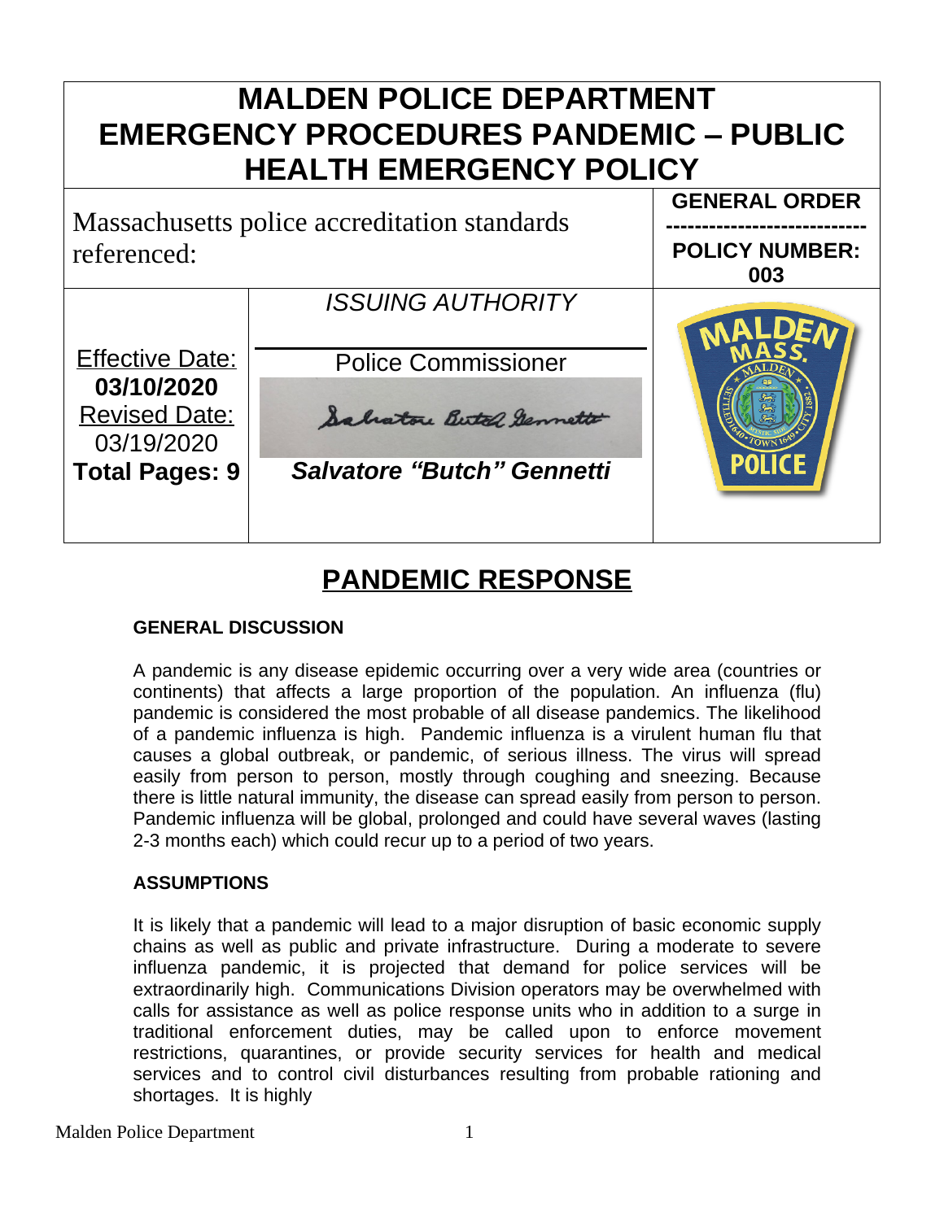# MALDEN POLICE DEPARTMENT EMERGENCY PROCEDURES PANDEMIC – PUBLIC HEALTH EMERGENCY POLICY

| Massachusetts police accreditation standards referenced: | | **GENERAL ORDER** / **POLICY NUMBER: 003** |
|---|---|---|
| Effective Date: **03/10/2020** Revised Date: 03/19/2020 **Total Pages: 9** | *ISSUING AUTHORITY* Police Commissioner *Salvatore "Butch" Gennetti* Salvatore Butch Gennetti | |

## PANDEMIC RESPONSE

### GENERAL DISCUSSION

A pandemic is any disease epidemic occurring over a very wide area (countries or continents) that affects a large proportion of the population. An influenza (flu) pandemic is considered the most probable of all disease pandemics. The likelihood of a pandemic influenza is high. Pandemic influenza is a virulent human flu that causes a global outbreak, or pandemic, of serious illness. The virus will spread easily from person to person, mostly through coughing and sneezing. Because there is little natural immunity, the disease can spread easily from person to person. Pandemic influenza will be global, prolonged and could have several waves (lasting 2-3 months each) which could recur up to a period of two years.

### ASSUMPTIONS

It is likely that a pandemic will lead to a major disruption of basic economic supply chains as well as public and private infrastructure. During a moderate to severe influenza pandemic, it is projected that demand for police services will be extraordinarily high. Communications Division operators may be overwhelmed with calls for assistance as well as police response units who in addition to a surge in traditional enforcement duties, may be called upon to enforce movement restrictions, quarantines, or provide security services for health and medical services and to control civil disturbances resulting from probable rationing and shortages. It is highly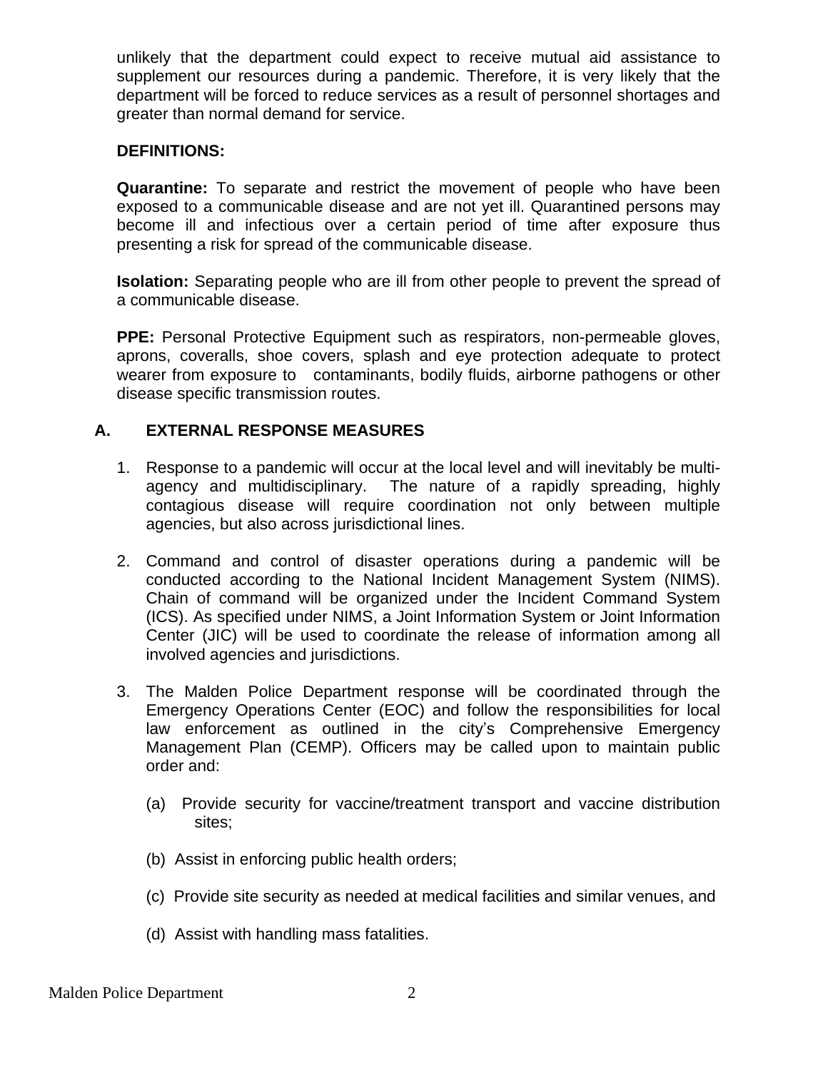unlikely that the department could expect to receive mutual aid assistance to supplement our resources during a pandemic. Therefore, it is very likely that the department will be forced to reduce services as a result of personnel shortages and greater than normal demand for service.

**DEFINITIONS:**

**Quarantine:** To separate and restrict the movement of people who have been exposed to a communicable disease and are not yet ill. Quarantined persons may become ill and infectious over a certain period of time after exposure thus presenting a risk for spread of the communicable disease.

**Isolation:** Separating people who are ill from other people to prevent the spread of a communicable disease.

**PPE:** Personal Protective Equipment such as respirators, non-permeable gloves, aprons, coveralls, shoe covers, splash and eye protection adequate to protect wearer from exposure to contaminants, bodily fluids, airborne pathogens or other disease specific transmission routes.

## A. EXTERNAL RESPONSE MEASURES

1. Response to a pandemic will occur at the local level and will inevitably be multi-agency and multidisciplinary. The nature of a rapidly spreading, highly contagious disease will require coordination not only between multiple agencies, but also across jurisdictional lines.

2. Command and control of disaster operations during a pandemic will be conducted according to the National Incident Management System (NIMS). Chain of command will be organized under the Incident Command System (ICS). As specified under NIMS, a Joint Information System or Joint Information Center (JIC) will be used to coordinate the release of information among all involved agencies and jurisdictions.

3. The Malden Police Department response will be coordinated through the Emergency Operations Center (EOC) and follow the responsibilities for local law enforcement as outlined in the city's Comprehensive Emergency Management Plan (CEMP). Officers may be called upon to maintain public order and:

   (a) Provide security for vaccine/treatment transport and vaccine distribution sites;

   (b) Assist in enforcing public health orders;

   (c) Provide site security as needed at medical facilities and similar venues, and

   (d) Assist with handling mass fatalities.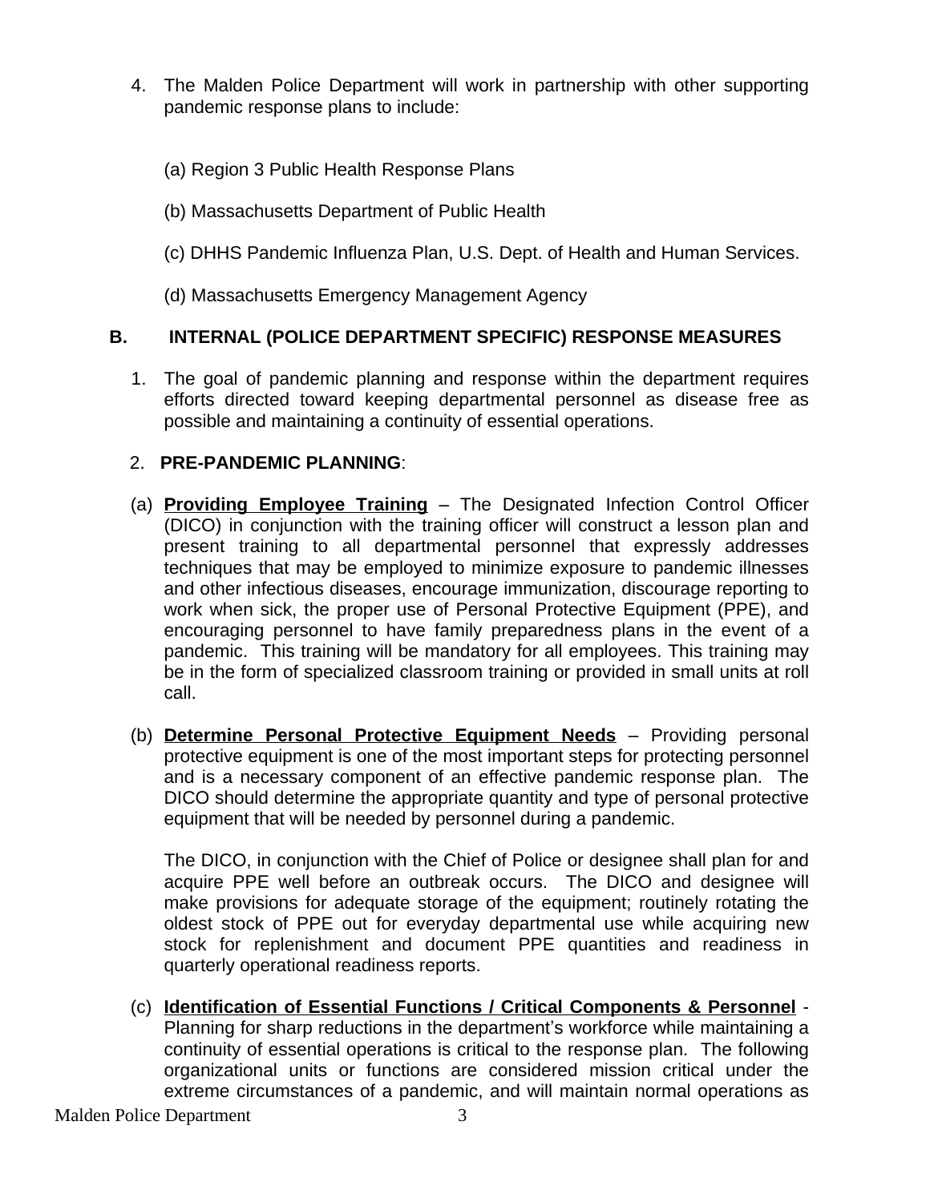4. The Malden Police Department will work in partnership with other supporting pandemic response plans to include:

   (a) Region 3 Public Health Response Plans

   (b) Massachusetts Department of Public Health

   (c) DHHS Pandemic Influenza Plan, U.S. Dept. of Health and Human Services.

   (d) Massachusetts Emergency Management Agency

## B. INTERNAL (POLICE DEPARTMENT SPECIFIC) RESPONSE MEASURES

1. The goal of pandemic planning and response within the department requires efforts directed toward keeping departmental personnel as disease free as possible and maintaining a continuity of essential operations.

2. **PRE-PANDEMIC PLANNING**:

(a) **Providing Employee Training** – The Designated Infection Control Officer (DICO) in conjunction with the training officer will construct a lesson plan and present training to all departmental personnel that expressly addresses techniques that may be employed to minimize exposure to pandemic illnesses and other infectious diseases, encourage immunization, discourage reporting to work when sick, the proper use of Personal Protective Equipment (PPE), and encouraging personnel to have family preparedness plans in the event of a pandemic. This training will be mandatory for all employees. This training may be in the form of specialized classroom training or provided in small units at roll call.

(b) **Determine Personal Protective Equipment Needs** – Providing personal protective equipment is one of the most important steps for protecting personnel and is a necessary component of an effective pandemic response plan. The DICO should determine the appropriate quantity and type of personal protective equipment that will be needed by personnel during a pandemic.

The DICO, in conjunction with the Chief of Police or designee shall plan for and acquire PPE well before an outbreak occurs. The DICO and designee will make provisions for adequate storage of the equipment; routinely rotating the oldest stock of PPE out for everyday departmental use while acquiring new stock for replenishment and document PPE quantities and readiness in quarterly operational readiness reports.

(c) **Identification of Essential Functions / Critical Components & Personnel** - Planning for sharp reductions in the department's workforce while maintaining a continuity of essential operations is critical to the response plan. The following organizational units or functions are considered mission critical under the extreme circumstances of a pandemic, and will maintain normal operations as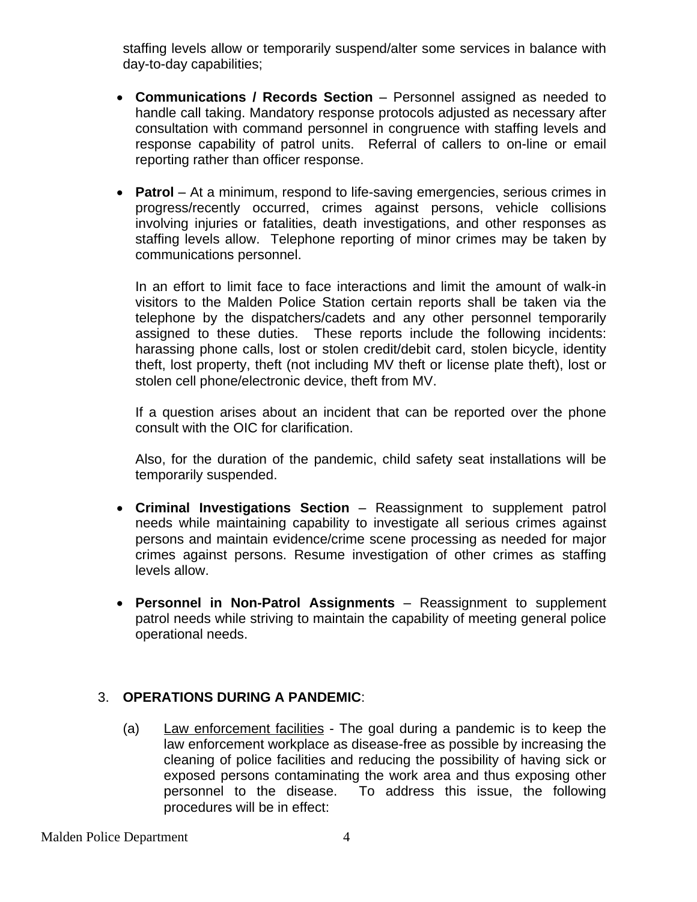staffing levels allow or temporarily suspend/alter some services in balance with day-to-day capabilities;

- **Communications / Records Section** – Personnel assigned as needed to handle call taking. Mandatory response protocols adjusted as necessary after consultation with command personnel in congruence with staffing levels and response capability of patrol units. Referral of callers to on-line or email reporting rather than officer response.

- **Patrol** – At a minimum, respond to life-saving emergencies, serious crimes in progress/recently occurred, crimes against persons, vehicle collisions involving injuries or fatalities, death investigations, and other responses as staffing levels allow. Telephone reporting of minor crimes may be taken by communications personnel.

  In an effort to limit face to face interactions and limit the amount of walk-in visitors to the Malden Police Station certain reports shall be taken via the telephone by the dispatchers/cadets and any other personnel temporarily assigned to these duties. These reports include the following incidents: harassing phone calls, lost or stolen credit/debit card, stolen bicycle, identity theft, lost property, theft (not including MV theft or license plate theft), lost or stolen cell phone/electronic device, theft from MV.

  If a question arises about an incident that can be reported over the phone consult with the OIC for clarification.

  Also, for the duration of the pandemic, child safety seat installations will be temporarily suspended.

- **Criminal Investigations Section** – Reassignment to supplement patrol needs while maintaining capability to investigate all serious crimes against persons and maintain evidence/crime scene processing as needed for major crimes against persons. Resume investigation of other crimes as staffing levels allow.

- **Personnel in Non-Patrol Assignments** – Reassignment to supplement patrol needs while striving to maintain the capability of meeting general police operational needs.

3. **OPERATIONS DURING A PANDEMIC**:

   (a) Law enforcement facilities - The goal during a pandemic is to keep the law enforcement workplace as disease-free as possible by increasing the cleaning of police facilities and reducing the possibility of having sick or exposed persons contaminating the work area and thus exposing other personnel to the disease. To address this issue, the following procedures will be in effect: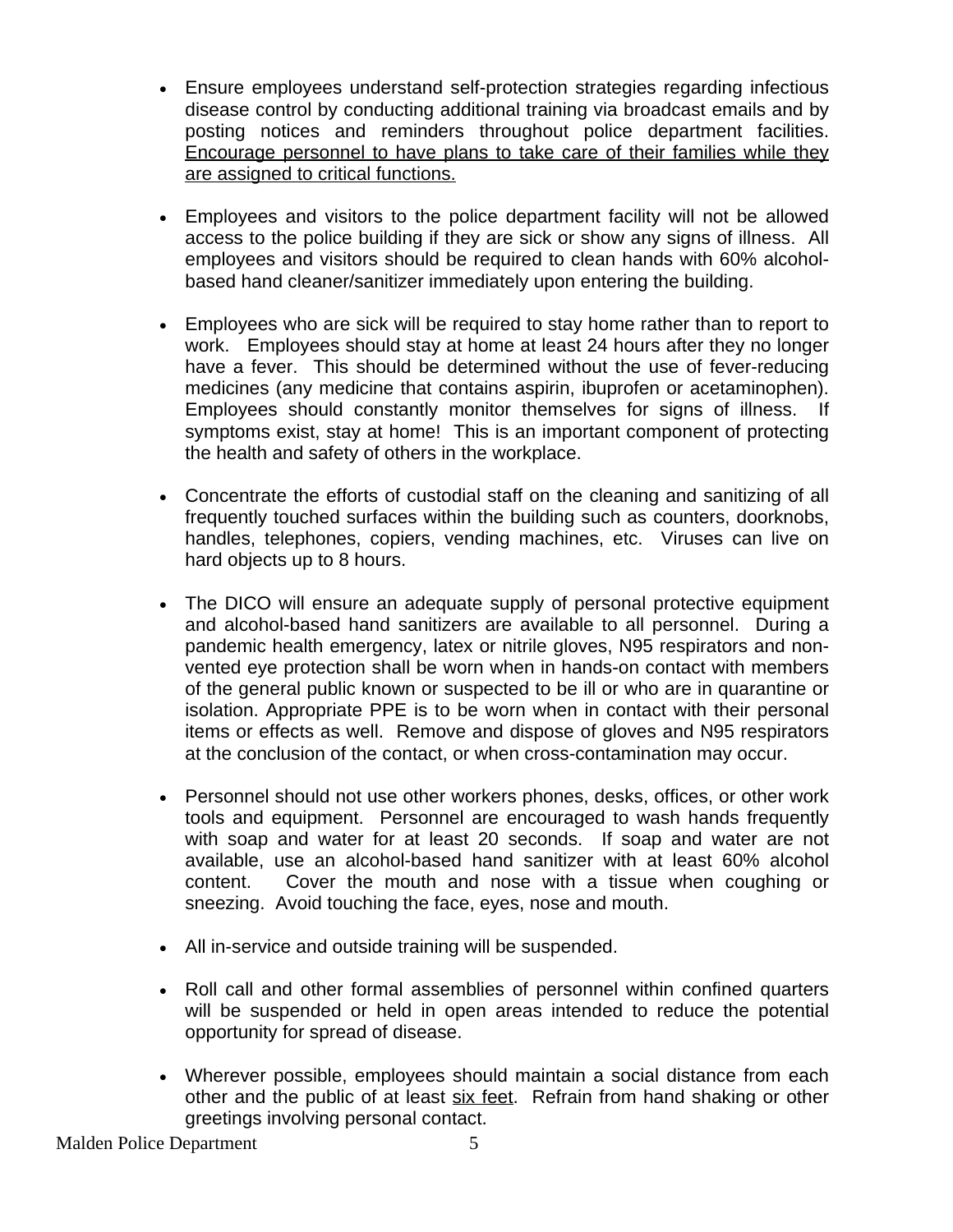- Ensure employees understand self-protection strategies regarding infectious disease control by conducting additional training via broadcast emails and by posting notices and reminders throughout police department facilities. <u>Encourage personnel to have plans to take care of their families while they are assigned to critical functions.</u>

- Employees and visitors to the police department facility will not be allowed access to the police building if they are sick or show any signs of illness. All employees and visitors should be required to clean hands with 60% alcohol-based hand cleaner/sanitizer immediately upon entering the building.

- Employees who are sick will be required to stay home rather than to report to work. Employees should stay at home at least 24 hours after they no longer have a fever. This should be determined without the use of fever-reducing medicines (any medicine that contains aspirin, ibuprofen or acetaminophen). Employees should constantly monitor themselves for signs of illness. If symptoms exist, stay at home! This is an important component of protecting the health and safety of others in the workplace.

- Concentrate the efforts of custodial staff on the cleaning and sanitizing of all frequently touched surfaces within the building such as counters, doorknobs, handles, telephones, copiers, vending machines, etc. Viruses can live on hard objects up to 8 hours.

- The DICO will ensure an adequate supply of personal protective equipment and alcohol-based hand sanitizers are available to all personnel. During a pandemic health emergency, latex or nitrile gloves, N95 respirators and non-vented eye protection shall be worn when in hands-on contact with members of the general public known or suspected to be ill or who are in quarantine or isolation. Appropriate PPE is to be worn when in contact with their personal items or effects as well. Remove and dispose of gloves and N95 respirators at the conclusion of the contact, or when cross-contamination may occur.

- Personnel should not use other workers phones, desks, offices, or other work tools and equipment. Personnel are encouraged to wash hands frequently with soap and water for at least 20 seconds. If soap and water are not available, use an alcohol-based hand sanitizer with at least 60% alcohol content. Cover the mouth and nose with a tissue when coughing or sneezing. Avoid touching the face, eyes, nose and mouth.

- All in-service and outside training will be suspended.

- Roll call and other formal assemblies of personnel within confined quarters will be suspended or held in open areas intended to reduce the potential opportunity for spread of disease.

- Wherever possible, employees should maintain a social distance from each other and the public of at least <u>six feet</u>. Refrain from hand shaking or other greetings involving personal contact.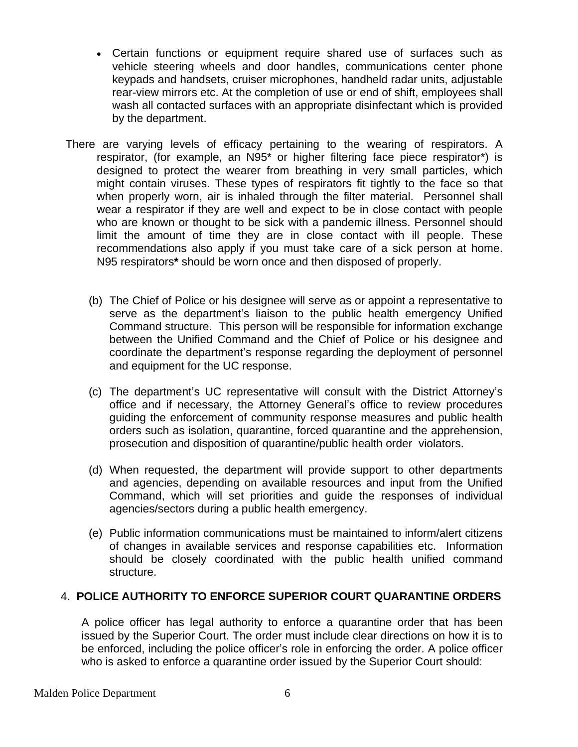- Certain functions or equipment require shared use of surfaces such as vehicle steering wheels and door handles, communications center phone keypads and handsets, cruiser microphones, handheld radar units, adjustable rear-view mirrors etc. At the completion of use or end of shift, employees shall wash all contacted surfaces with an appropriate disinfectant which is provided by the department.

There are varying levels of efficacy pertaining to the wearing of respirators. A respirator, (for example, an N95* or higher filtering face piece respirator*) is designed to protect the wearer from breathing in very small particles, which might contain viruses. These types of respirators fit tightly to the face so that when properly worn, air is inhaled through the filter material. Personnel shall wear a respirator if they are well and expect to be in close contact with people who are known or thought to be sick with a pandemic illness. Personnel should limit the amount of time they are in close contact with ill people. These recommendations also apply if you must take care of a sick person at home. N95 respirators**\*** should be worn once and then disposed of properly.

(b) The Chief of Police or his designee will serve as or appoint a representative to serve as the department's liaison to the public health emergency Unified Command structure. This person will be responsible for information exchange between the Unified Command and the Chief of Police or his designee and coordinate the department's response regarding the deployment of personnel and equipment for the UC response.

(c) The department's UC representative will consult with the District Attorney's office and if necessary, the Attorney General's office to review procedures guiding the enforcement of community response measures and public health orders such as isolation, quarantine, forced quarantine and the apprehension, prosecution and disposition of quarantine/public health order violators.

(d) When requested, the department will provide support to other departments and agencies, depending on available resources and input from the Unified Command, which will set priorities and guide the responses of individual agencies/sectors during a public health emergency.

(e) Public information communications must be maintained to inform/alert citizens of changes in available services and response capabilities etc. Information should be closely coordinated with the public health unified command structure.

## 4. POLICE AUTHORITY TO ENFORCE SUPERIOR COURT QUARANTINE ORDERS

A police officer has legal authority to enforce a quarantine order that has been issued by the Superior Court. The order must include clear directions on how it is to be enforced, including the police officer's role in enforcing the order. A police officer who is asked to enforce a quarantine order issued by the Superior Court should: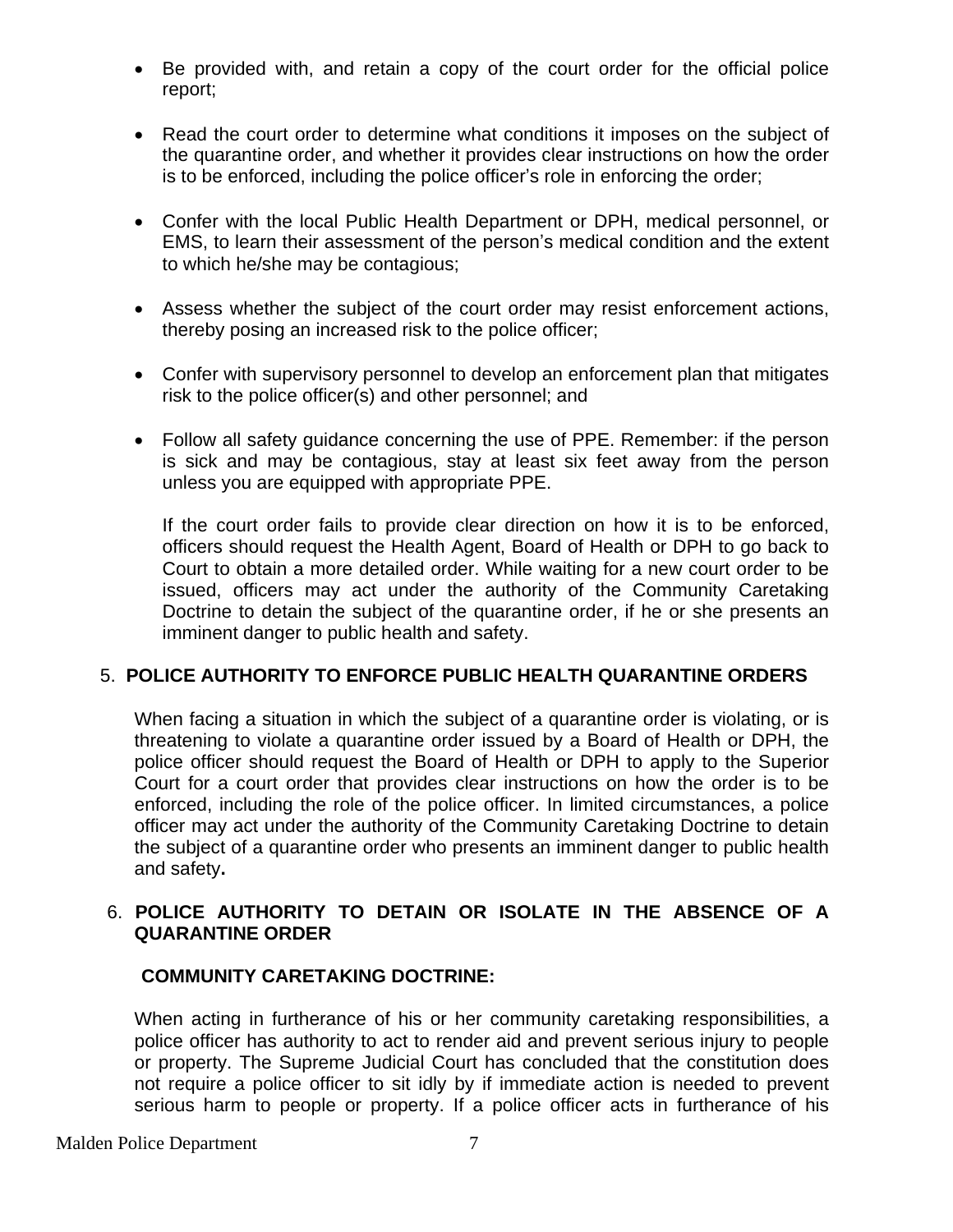- Be provided with, and retain a copy of the court order for the official police report;

- Read the court order to determine what conditions it imposes on the subject of the quarantine order, and whether it provides clear instructions on how the order is to be enforced, including the police officer's role in enforcing the order;

- Confer with the local Public Health Department or DPH, medical personnel, or EMS, to learn their assessment of the person's medical condition and the extent to which he/she may be contagious;

- Assess whether the subject of the court order may resist enforcement actions, thereby posing an increased risk to the police officer;

- Confer with supervisory personnel to develop an enforcement plan that mitigates risk to the police officer(s) and other personnel; and

- Follow all safety guidance concerning the use of PPE. Remember: if the person is sick and may be contagious, stay at least six feet away from the person unless you are equipped with appropriate PPE.

  If the court order fails to provide clear direction on how it is to be enforced, officers should request the Health Agent, Board of Health or DPH to go back to Court to obtain a more detailed order. While waiting for a new court order to be issued, officers may act under the authority of the Community Caretaking Doctrine to detain the subject of the quarantine order, if he or she presents an imminent danger to public health and safety.

5. **POLICE AUTHORITY TO ENFORCE PUBLIC HEALTH QUARANTINE ORDERS**

When facing a situation in which the subject of a quarantine order is violating, or is threatening to violate a quarantine order issued by a Board of Health or DPH, the police officer should request the Board of Health or DPH to apply to the Superior Court for a court order that provides clear instructions on how the order is to be enforced, including the role of the police officer. In limited circumstances, a police officer may act under the authority of the Community Caretaking Doctrine to detain the subject of a quarantine order who presents an imminent danger to public health and safety**.**

6. **POLICE AUTHORITY TO DETAIN OR ISOLATE IN THE ABSENCE OF A QUARANTINE ORDER**

**COMMUNITY CARETAKING DOCTRINE:**

When acting in furtherance of his or her community caretaking responsibilities, a police officer has authority to act to render aid and prevent serious injury to people or property. The Supreme Judicial Court has concluded that the constitution does not require a police officer to sit idly by if immediate action is needed to prevent serious harm to people or property. If a police officer acts in furtherance of his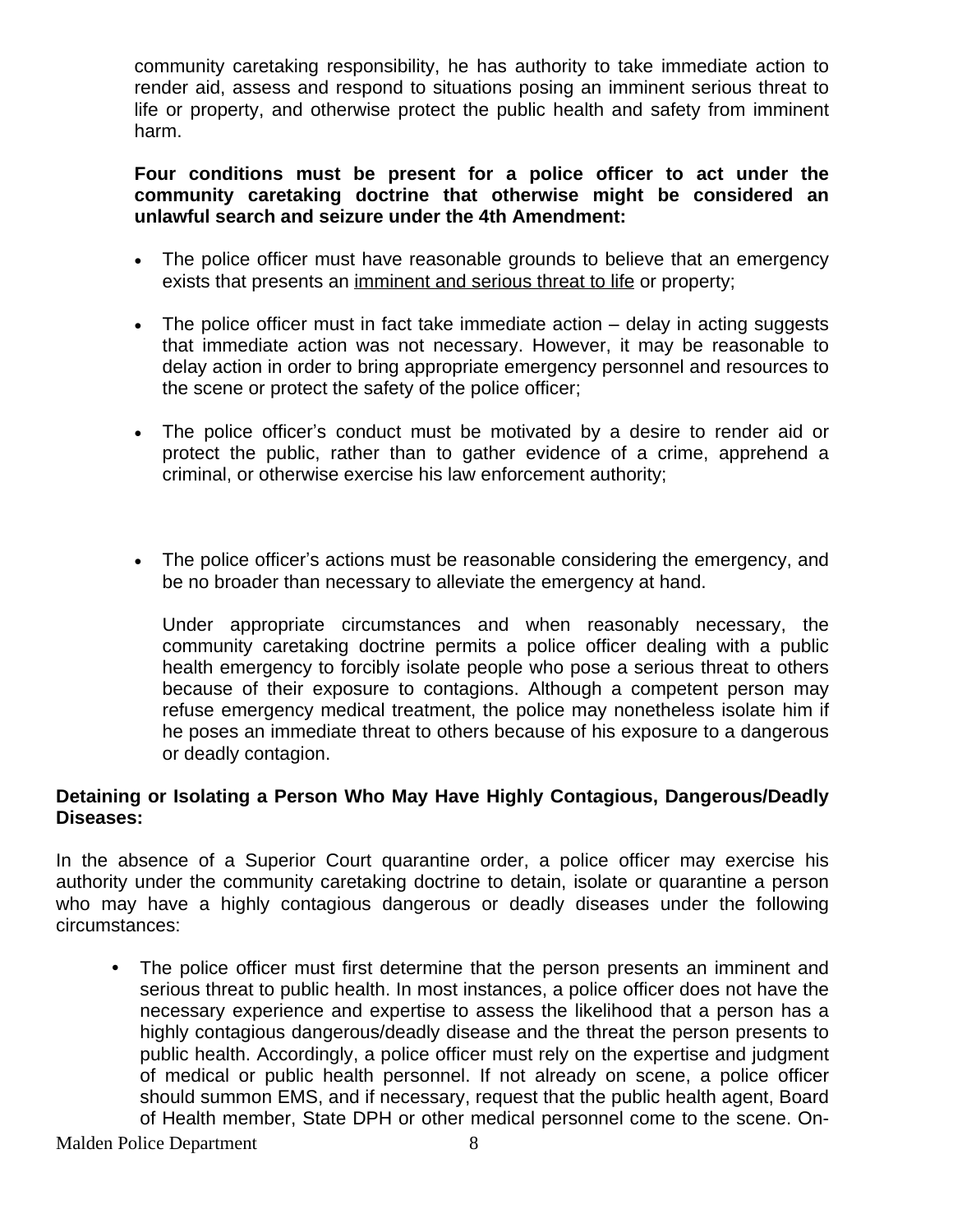community caretaking responsibility, he has authority to take immediate action to render aid, assess and respond to situations posing an imminent serious threat to life or property, and otherwise protect the public health and safety from imminent harm.

**Four conditions must be present for a police officer to act under the community caretaking doctrine that otherwise might be considered an unlawful search and seizure under the 4th Amendment:**

- The police officer must have reasonable grounds to believe that an emergency exists that presents an imminent and serious threat to life or property;
- The police officer must in fact take immediate action – delay in acting suggests that immediate action was not necessary. However, it may be reasonable to delay action in order to bring appropriate emergency personnel and resources to the scene or protect the safety of the police officer;
- The police officer's conduct must be motivated by a desire to render aid or protect the public, rather than to gather evidence of a crime, apprehend a criminal, or otherwise exercise his law enforcement authority;
- The police officer's actions must be reasonable considering the emergency, and be no broader than necessary to alleviate the emergency at hand.

  Under appropriate circumstances and when reasonably necessary, the community caretaking doctrine permits a police officer dealing with a public health emergency to forcibly isolate people who pose a serious threat to others because of their exposure to contagions. Although a competent person may refuse emergency medical treatment, the police may nonetheless isolate him if he poses an immediate threat to others because of his exposure to a dangerous or deadly contagion.

**Detaining or Isolating a Person Who May Have Highly Contagious, Dangerous/Deadly Diseases:**

In the absence of a Superior Court quarantine order, a police officer may exercise his authority under the community caretaking doctrine to detain, isolate or quarantine a person who may have a highly contagious dangerous or deadly diseases under the following circumstances:

- The police officer must first determine that the person presents an imminent and serious threat to public health. In most instances, a police officer does not have the necessary experience and expertise to assess the likelihood that a person has a highly contagious dangerous/deadly disease and the threat the person presents to public health. Accordingly, a police officer must rely on the expertise and judgment of medical or public health personnel. If not already on scene, a police officer should summon EMS, and if necessary, request that the public health agent, Board of Health member, State DPH or other medical personnel come to the scene. On-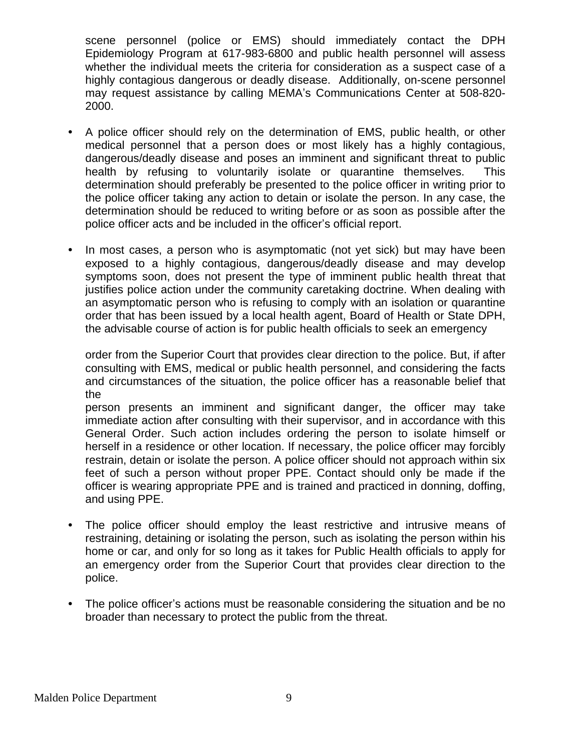scene personnel (police or EMS) should immediately contact the DPH Epidemiology Program at 617-983-6800 and public health personnel will assess whether the individual meets the criteria for consideration as a suspect case of a highly contagious dangerous or deadly disease. Additionally, on-scene personnel may request assistance by calling MEMA's Communications Center at 508-820-2000.

- A police officer should rely on the determination of EMS, public health, or other medical personnel that a person does or most likely has a highly contagious, dangerous/deadly disease and poses an imminent and significant threat to public health by refusing to voluntarily isolate or quarantine themselves. This determination should preferably be presented to the police officer in writing prior to the police officer taking any action to detain or isolate the person. In any case, the determination should be reduced to writing before or as soon as possible after the police officer acts and be included in the officer's official report.

- In most cases, a person who is asymptomatic (not yet sick) but may have been exposed to a highly contagious, dangerous/deadly disease and may develop symptoms soon, does not present the type of imminent public health threat that justifies police action under the community caretaking doctrine. When dealing with an asymptomatic person who is refusing to comply with an isolation or quarantine order that has been issued by a local health agent, Board of Health or State DPH, the advisable course of action is for public health officials to seek an emergency order from the Superior Court that provides clear direction to the police. But, if after consulting with EMS, medical or public health personnel, and considering the facts and circumstances of the situation, the police officer has a reasonable belief that the person presents an imminent and significant danger, the officer may take immediate action after consulting with their supervisor, and in accordance with this General Order. Such action includes ordering the person to isolate himself or herself in a residence or other location. If necessary, the police officer may forcibly restrain, detain or isolate the person. A police officer should not approach within six feet of such a person without proper PPE. Contact should only be made if the officer is wearing appropriate PPE and is trained and practiced in donning, doffing, and using PPE.

- The police officer should employ the least restrictive and intrusive means of restraining, detaining or isolating the person, such as isolating the person within his home or car, and only for so long as it takes for Public Health officials to apply for an emergency order from the Superior Court that provides clear direction to the police.

- The police officer's actions must be reasonable considering the situation and be no broader than necessary to protect the public from the threat.